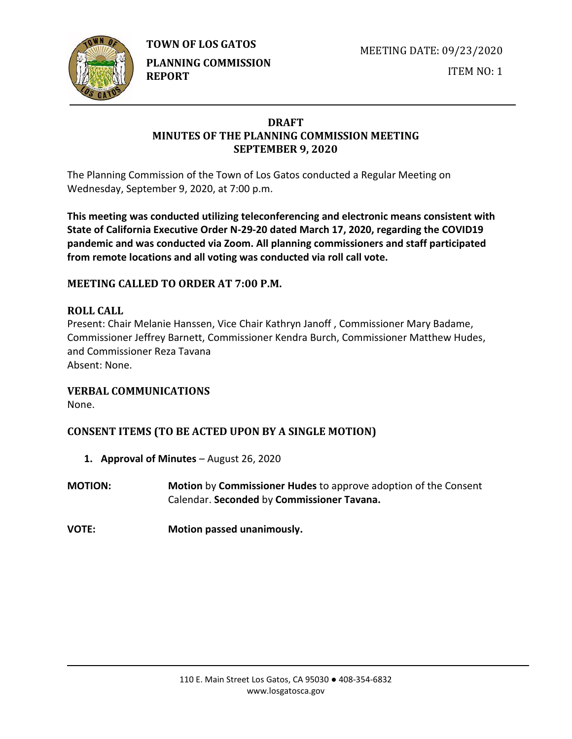**TOWN OF LOS GATOS**

**PLANNING COMMISSION REPORT**

MEETING DATE: 09/23/2020

ITEM NO: 1

# DRAFT
# MINUTES OF THE PLANNING COMMISSION MEETING
# SEPTEMBER 9, 2020

The Planning Commission of the Town of Los Gatos conducted a Regular Meeting on Wednesday, September 9, 2020, at 7:00 p.m.

**This meeting was conducted utilizing teleconferencing and electronic means consistent with State of California Executive Order N-29-20 dated March 17, 2020, regarding the COVID19 pandemic and was conducted via Zoom. All planning commissioners and staff participated from remote locations and all voting was conducted via roll call vote.**

## MEETING CALLED TO ORDER AT 7:00 P.M.

## ROLL CALL

Present: Chair Melanie Hanssen, Vice Chair Kathryn Janoff , Commissioner Mary Badame, Commissioner Jeffrey Barnett, Commissioner Kendra Burch, Commissioner Matthew Hudes, and Commissioner Reza Tavana
Absent: None.

## VERBAL COMMUNICATIONS

None.

## CONSENT ITEMS (TO BE ACTED UPON BY A SINGLE MOTION)

1. **Approval of Minutes** – August 26, 2020

**MOTION:** **Motion** by **Commissioner Hudes** to approve adoption of the Consent Calendar. **Seconded** by **Commissioner Tavana.**

**VOTE:** **Motion passed unanimously.**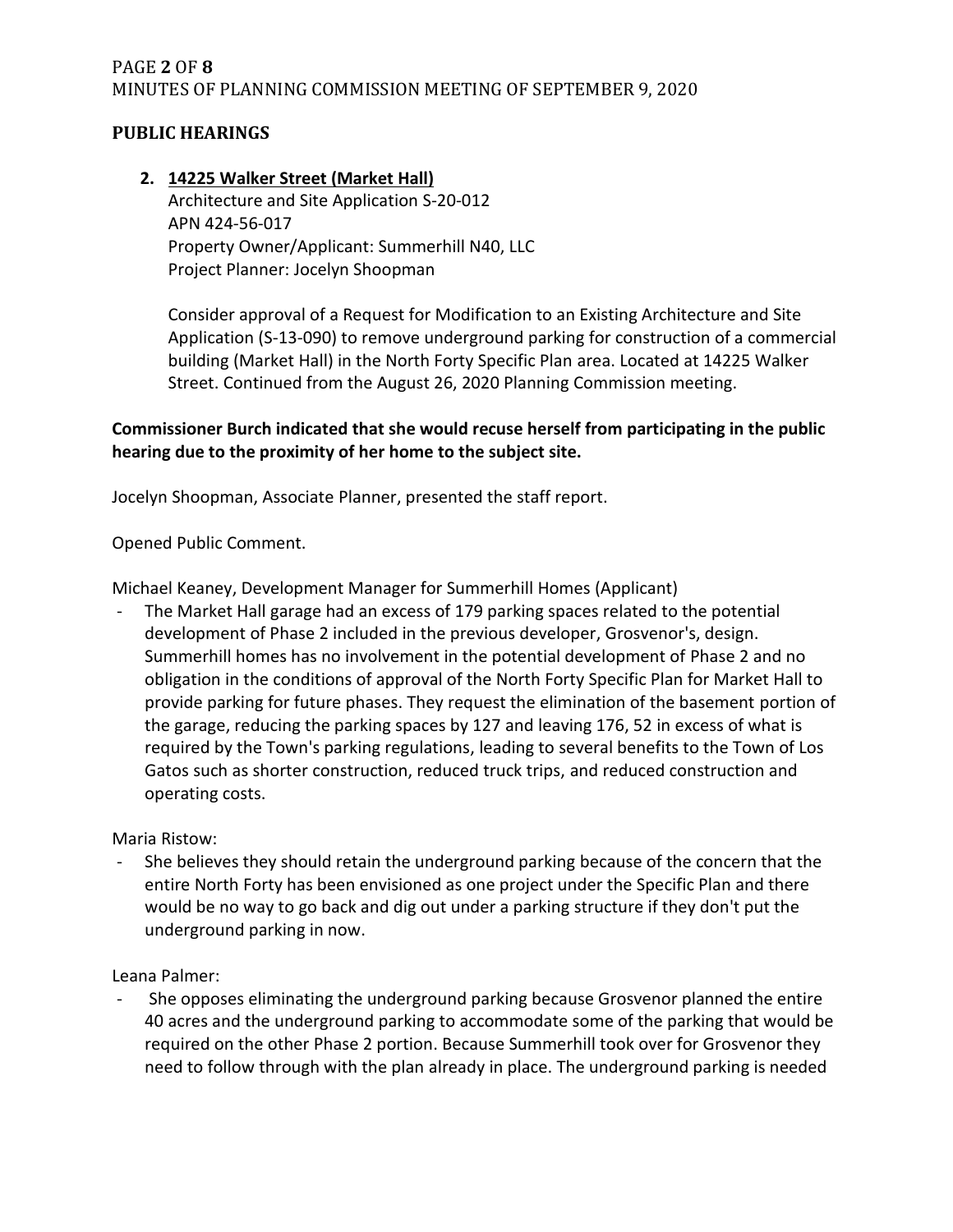## PUBLIC HEARINGS

2. **14225 Walker Street (Market Hall)**
   Architecture and Site Application S-20-012
   APN 424-56-017
   Property Owner/Applicant: Summerhill N40, LLC
   Project Planner: Jocelyn Shoopman

   Consider approval of a Request for Modification to an Existing Architecture and Site Application (S-13-090) to remove underground parking for construction of a commercial building (Market Hall) in the North Forty Specific Plan area. Located at 14225 Walker Street. Continued from the August 26, 2020 Planning Commission meeting.

**Commissioner Burch indicated that she would recuse herself from participating in the public hearing due to the proximity of her home to the subject site.**

Jocelyn Shoopman, Associate Planner, presented the staff report.

Opened Public Comment.

Michael Keaney, Development Manager for Summerhill Homes (Applicant)

- The Market Hall garage had an excess of 179 parking spaces related to the potential development of Phase 2 included in the previous developer, Grosvenor's, design. Summerhill homes has no involvement in the potential development of Phase 2 and no obligation in the conditions of approval of the North Forty Specific Plan for Market Hall to provide parking for future phases. They request the elimination of the basement portion of the garage, reducing the parking spaces by 127 and leaving 176, 52 in excess of what is required by the Town's parking regulations, leading to several benefits to the Town of Los Gatos such as shorter construction, reduced truck trips, and reduced construction and operating costs.

Maria Ristow:

- She believes they should retain the underground parking because of the concern that the entire North Forty has been envisioned as one project under the Specific Plan and there would be no way to go back and dig out under a parking structure if they don't put the underground parking in now.

Leana Palmer:

- She opposes eliminating the underground parking because Grosvenor planned the entire 40 acres and the underground parking to accommodate some of the parking that would be required on the other Phase 2 portion. Because Summerhill took over for Grosvenor they need to follow through with the plan already in place. The underground parking is needed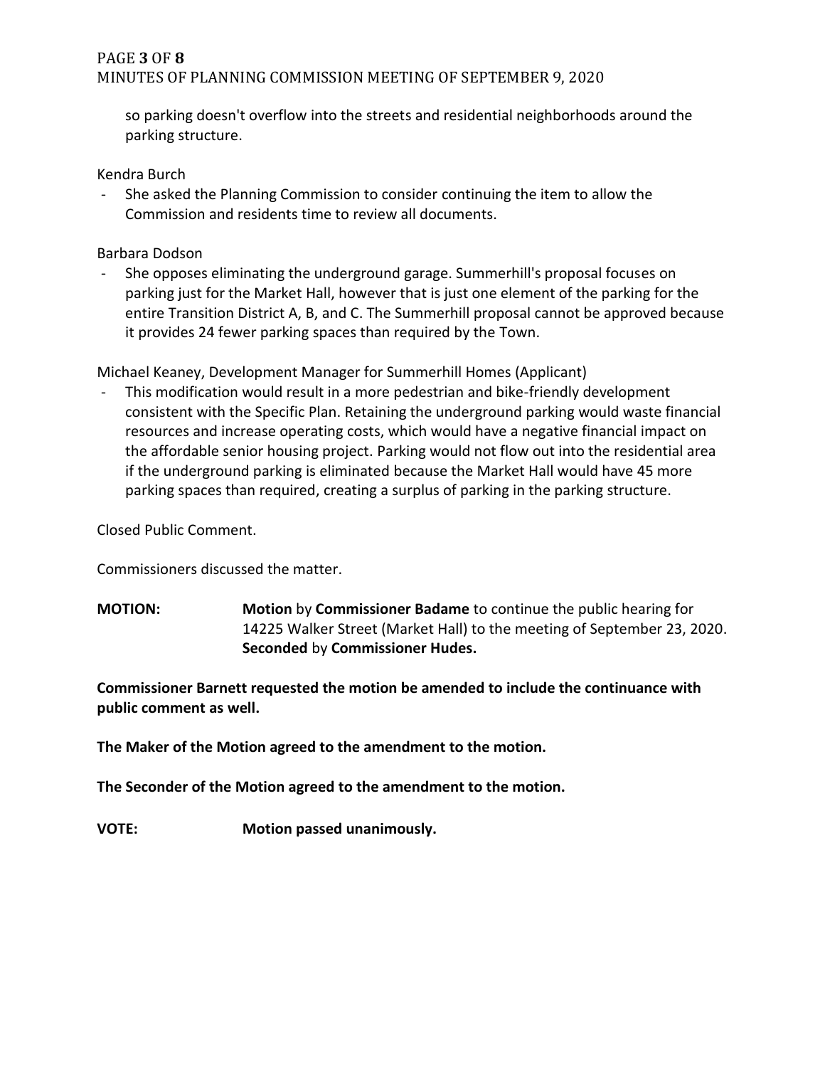so parking doesn't overflow into the streets and residential neighborhoods around the parking structure.

Kendra Burch

- She asked the Planning Commission to consider continuing the item to allow the Commission and residents time to review all documents.

Barbara Dodson

- She opposes eliminating the underground garage. Summerhill's proposal focuses on parking just for the Market Hall, however that is just one element of the parking for the entire Transition District A, B, and C. The Summerhill proposal cannot be approved because it provides 24 fewer parking spaces than required by the Town.

Michael Keaney, Development Manager for Summerhill Homes (Applicant)

- This modification would result in a more pedestrian and bike-friendly development consistent with the Specific Plan. Retaining the underground parking would waste financial resources and increase operating costs, which would have a negative financial impact on the affordable senior housing project. Parking would not flow out into the residential area if the underground parking is eliminated because the Market Hall would have 45 more parking spaces than required, creating a surplus of parking in the parking structure.

Closed Public Comment.

Commissioners discussed the matter.

**MOTION:** **Motion** by **Commissioner Badame** to continue the public hearing for 14225 Walker Street (Market Hall) to the meeting of September 23, 2020. **Seconded** by **Commissioner Hudes.**

**Commissioner Barnett requested the motion be amended to include the continuance with public comment as well.**

**The Maker of the Motion agreed to the amendment to the motion.**

**The Seconder of the Motion agreed to the amendment to the motion.**

**VOTE:** **Motion passed unanimously.**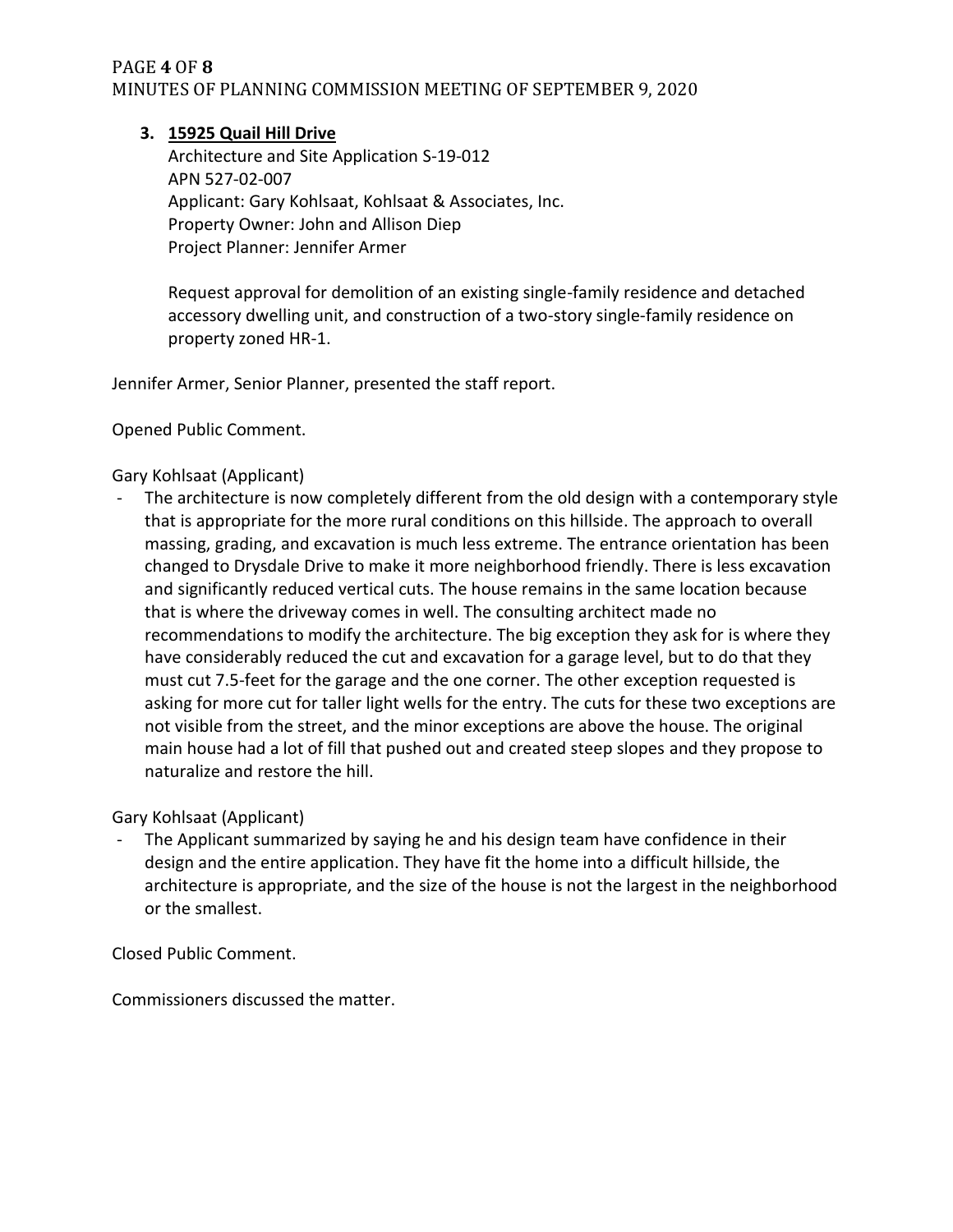3. **<u>15925 Quail Hill Drive</u>**
   Architecture and Site Application S-19-012
   APN 527-02-007
   Applicant: Gary Kohlsaat, Kohlsaat & Associates, Inc.
   Property Owner: John and Allison Diep
   Project Planner: Jennifer Armer

   Request approval for demolition of an existing single-family residence and detached accessory dwelling unit, and construction of a two-story single-family residence on property zoned HR-1.

Jennifer Armer, Senior Planner, presented the staff report.

Opened Public Comment.

Gary Kohlsaat (Applicant)

- The architecture is now completely different from the old design with a contemporary style that is appropriate for the more rural conditions on this hillside. The approach to overall massing, grading, and excavation is much less extreme. The entrance orientation has been changed to Drysdale Drive to make it more neighborhood friendly. There is less excavation and significantly reduced vertical cuts. The house remains in the same location because that is where the driveway comes in well. The consulting architect made no recommendations to modify the architecture. The big exception they ask for is where they have considerably reduced the cut and excavation for a garage level, but to do that they must cut 7.5-feet for the garage and the one corner. The other exception requested is asking for more cut for taller light wells for the entry. The cuts for these two exceptions are not visible from the street, and the minor exceptions are above the house. The original main house had a lot of fill that pushed out and created steep slopes and they propose to naturalize and restore the hill.

Gary Kohlsaat (Applicant)

- The Applicant summarized by saying he and his design team have confidence in their design and the entire application. They have fit the home into a difficult hillside, the architecture is appropriate, and the size of the house is not the largest in the neighborhood or the smallest.

Closed Public Comment.

Commissioners discussed the matter.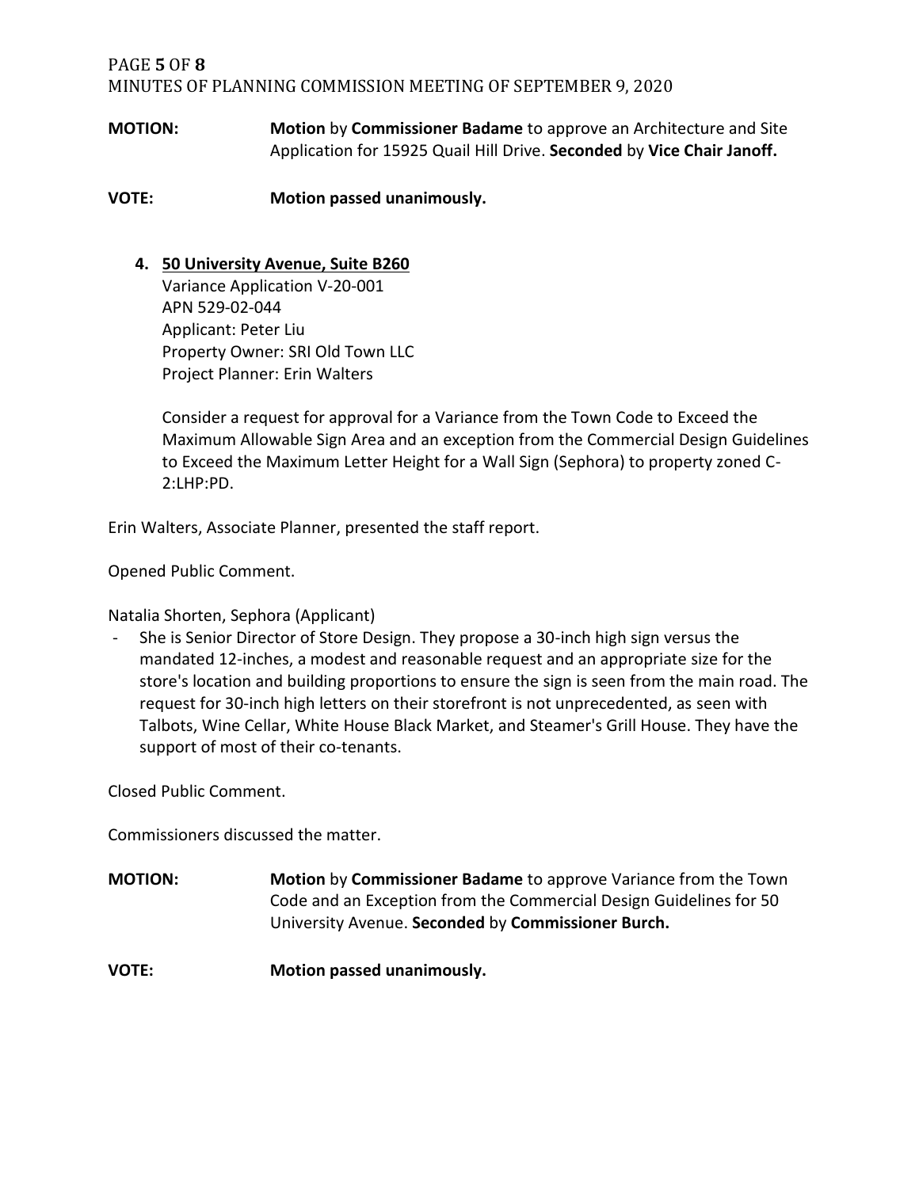**MOTION:** **Motion** by **Commissioner Badame** to approve an Architecture and Site Application for 15925 Quail Hill Drive. **Seconded** by **Vice Chair Janoff.**

**VOTE:** **Motion passed unanimously.**

4. **50 University Avenue, Suite B260**
   Variance Application V-20-001
   APN 529-02-044
   Applicant: Peter Liu
   Property Owner: SRI Old Town LLC
   Project Planner: Erin Walters

   Consider a request for approval for a Variance from the Town Code to Exceed the Maximum Allowable Sign Area and an exception from the Commercial Design Guidelines to Exceed the Maximum Letter Height for a Wall Sign (Sephora) to property zoned C-2:LHP:PD.

Erin Walters, Associate Planner, presented the staff report.

Opened Public Comment.

Natalia Shorten, Sephora (Applicant)

- She is Senior Director of Store Design. They propose a 30-inch high sign versus the mandated 12-inches, a modest and reasonable request and an appropriate size for the store's location and building proportions to ensure the sign is seen from the main road. The request for 30-inch high letters on their storefront is not unprecedented, as seen with Talbots, Wine Cellar, White House Black Market, and Steamer's Grill House. They have the support of most of their co-tenants.

Closed Public Comment.

Commissioners discussed the matter.

**MOTION:** **Motion** by **Commissioner Badame** to approve Variance from the Town Code and an Exception from the Commercial Design Guidelines for 50 University Avenue. **Seconded** by **Commissioner Burch.**

**VOTE:** **Motion passed unanimously.**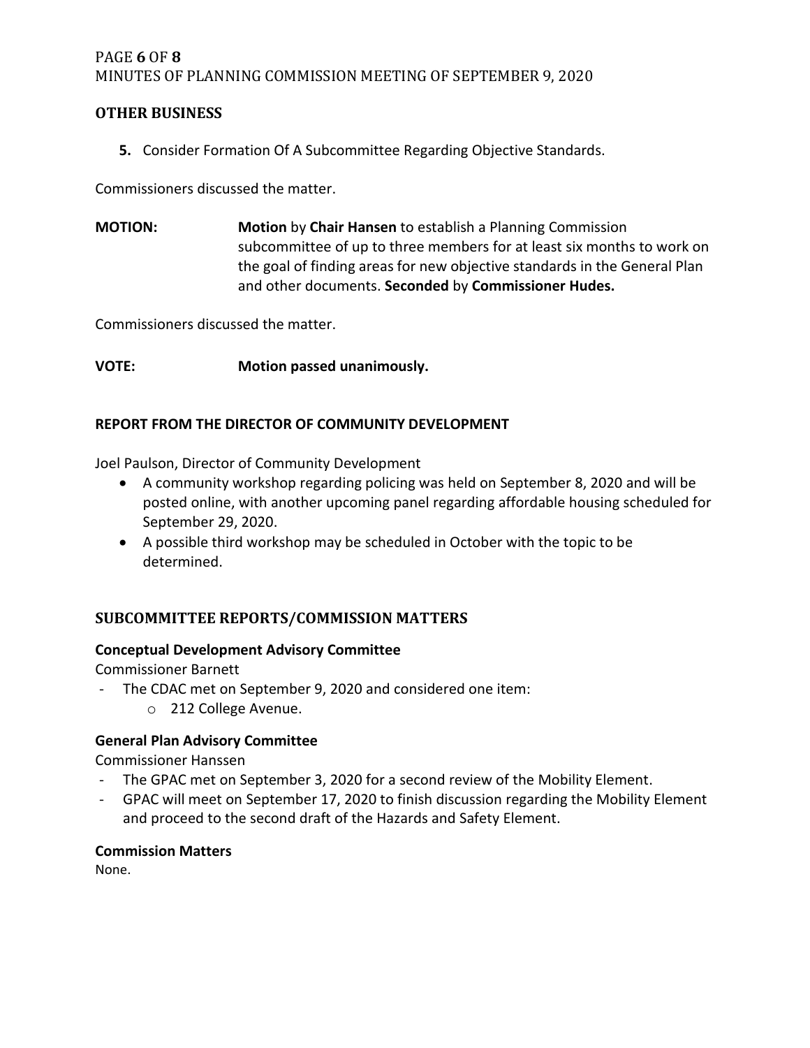## OTHER BUSINESS

**5.** Consider Formation Of A Subcommittee Regarding Objective Standards.

Commissioners discussed the matter.

**MOTION:** **Motion** by **Chair Hansen** to establish a Planning Commission subcommittee of up to three members for at least six months to work on the goal of finding areas for new objective standards in the General Plan and other documents. **Seconded** by **Commissioner Hudes.**

Commissioners discussed the matter.

**VOTE:** **Motion passed unanimously.**

### REPORT FROM THE DIRECTOR OF COMMUNITY DEVELOPMENT

Joel Paulson, Director of Community Development

- A community workshop regarding policing was held on September 8, 2020 and will be posted online, with another upcoming panel regarding affordable housing scheduled for September 29, 2020.
- A possible third workshop may be scheduled in October with the topic to be determined.

## SUBCOMMITTEE REPORTS/COMMISSION MATTERS

### Conceptual Development Advisory Committee

Commissioner Barnett

- The CDAC met on September 9, 2020 and considered one item:
  - 212 College Avenue.

### General Plan Advisory Committee

Commissioner Hanssen

- The GPAC met on September 3, 2020 for a second review of the Mobility Element.
- GPAC will meet on September 17, 2020 to finish discussion regarding the Mobility Element and proceed to the second draft of the Hazards and Safety Element.

### Commission Matters

None.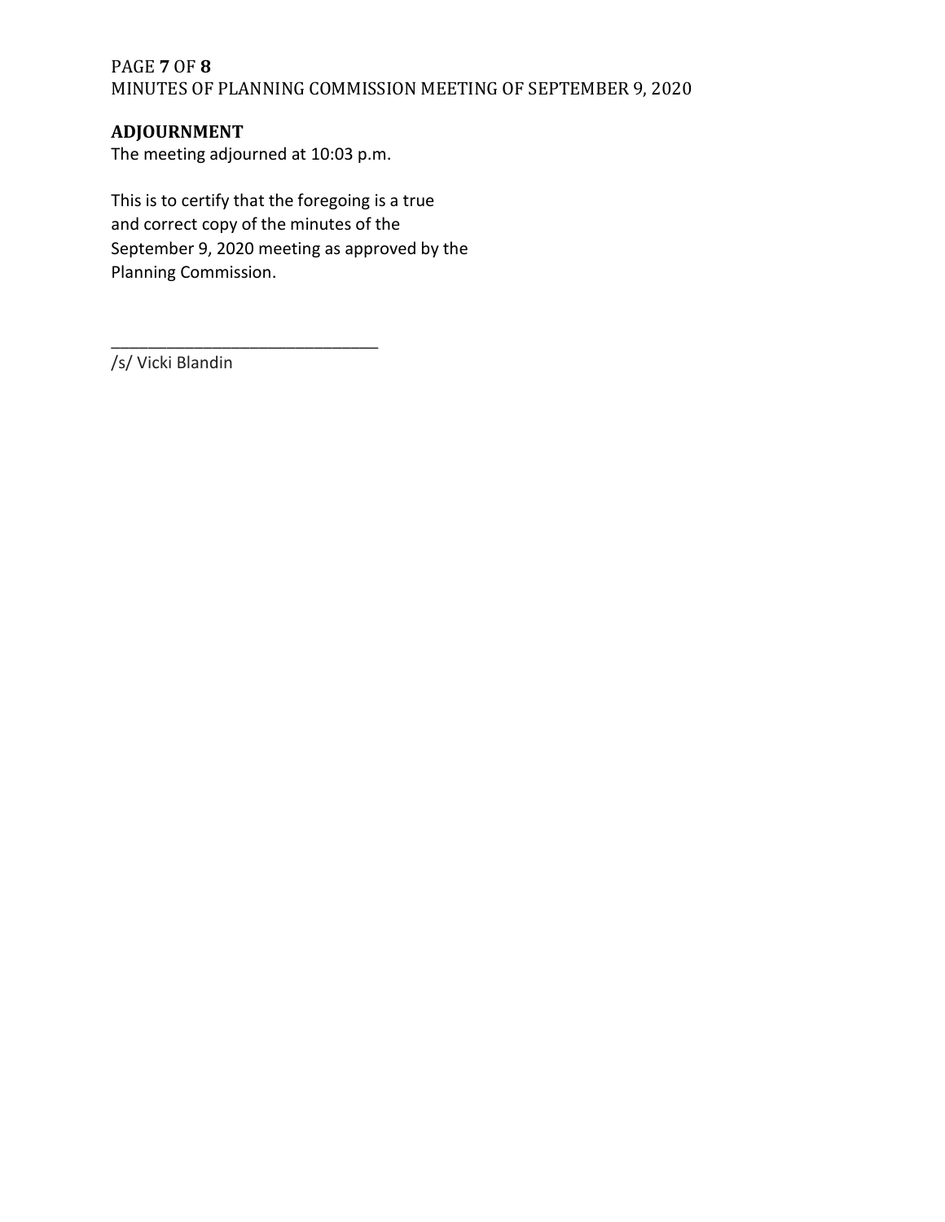## ADJOURNMENT

The meeting adjourned at 10:03 p.m.

This is to certify that the foregoing is a true and correct copy of the minutes of the September 9, 2020 meeting as approved by the Planning Commission.

______________________________

/s/ Vicki Blandin